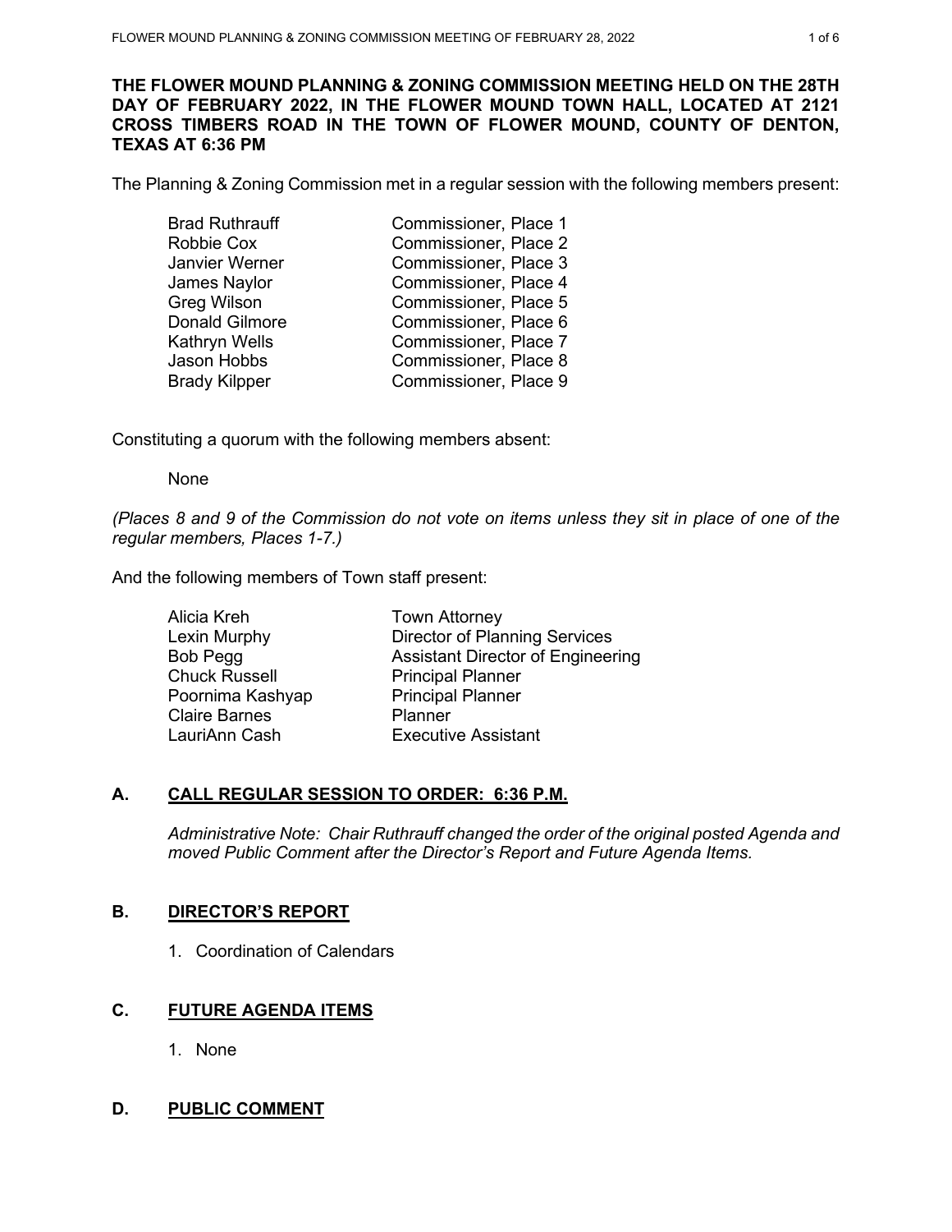**THE FLOWER MOUND PLANNING & ZONING COMMISSION MEETING HELD ON THE 28TH DAY OF FEBRUARY 2022, IN THE FLOWER MOUND TOWN HALL, LOCATED AT 2121 CROSS TIMBERS ROAD IN THE TOWN OF FLOWER MOUND, COUNTY OF DENTON, TEXAS AT 6:36 PM**

The Planning & Zoning Commission met in a regular session with the following members present:

| | |
|---|---|
| Brad Ruthrauff | Commissioner, Place 1 |
| Robbie Cox | Commissioner, Place 2 |
| Janvier Werner | Commissioner, Place 3 |
| James Naylor | Commissioner, Place 4 |
| Greg Wilson | Commissioner, Place 5 |
| Donald Gilmore | Commissioner, Place 6 |
| Kathryn Wells | Commissioner, Place 7 |
| Jason Hobbs | Commissioner, Place 8 |
| Brady Kilpper | Commissioner, Place 9 |

Constituting a quorum with the following members absent:

None

*(Places 8 and 9 of the Commission do not vote on items unless they sit in place of one of the regular members, Places 1-7.)*

And the following members of Town staff present:

| | |
|---|---|
| Alicia Kreh | Town Attorney |
| Lexin Murphy | Director of Planning Services |
| Bob Pegg | Assistant Director of Engineering |
| Chuck Russell | Principal Planner |
| Poornima Kashyap | Principal Planner |
| Claire Barnes | Planner |
| LauriAnn Cash | Executive Assistant |

## A. CALL REGULAR SESSION TO ORDER: 6:36 P.M.

*Administrative Note: Chair Ruthrauff changed the order of the original posted Agenda and moved Public Comment after the Director's Report and Future Agenda Items.*

## B. DIRECTOR'S REPORT

1. Coordination of Calendars

## C. FUTURE AGENDA ITEMS

1. None

## D. PUBLIC COMMENT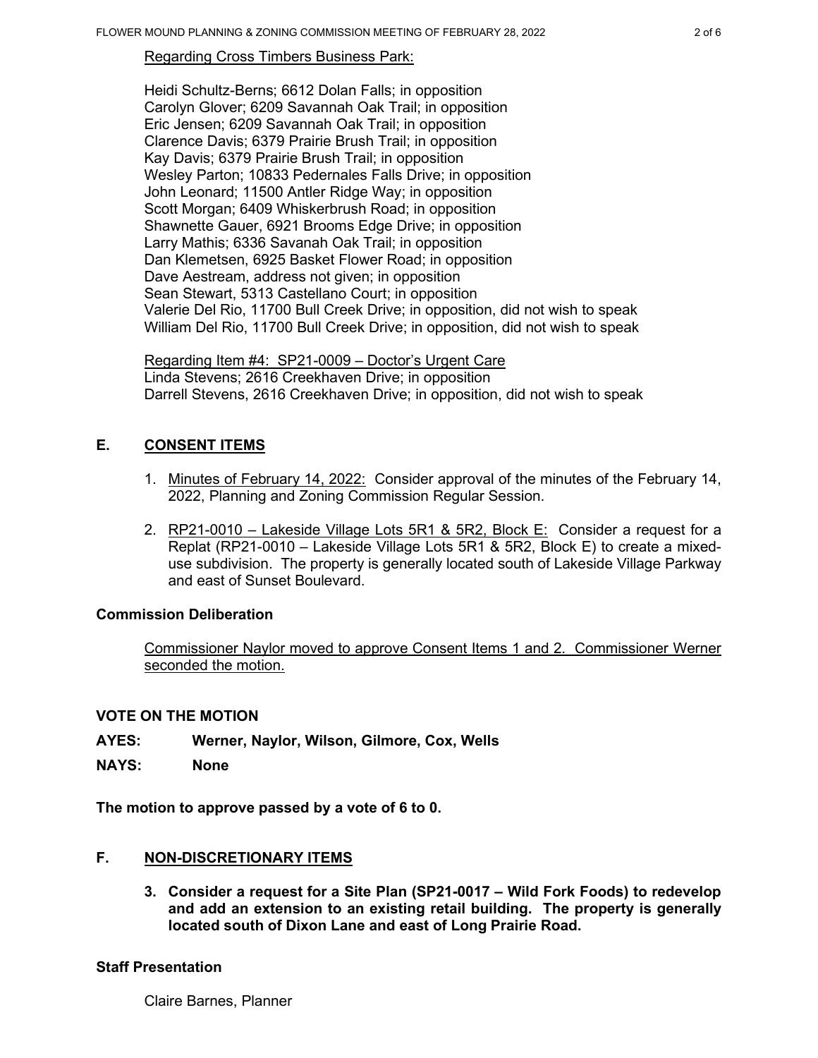Regarding Cross Timbers Business Park:

Heidi Schultz-Berns; 6612 Dolan Falls; in opposition
Carolyn Glover; 6209 Savannah Oak Trail; in opposition
Eric Jensen; 6209 Savannah Oak Trail; in opposition
Clarence Davis; 6379 Prairie Brush Trail; in opposition
Kay Davis; 6379 Prairie Brush Trail; in opposition
Wesley Parton; 10833 Pedernales Falls Drive; in opposition
John Leonard; 11500 Antler Ridge Way; in opposition
Scott Morgan; 6409 Whiskerbrush Road; in opposition
Shawnette Gauer, 6921 Brooms Edge Drive; in opposition
Larry Mathis; 6336 Savanah Oak Trail; in opposition
Dan Klemetsen, 6925 Basket Flower Road; in opposition
Dave Aestream, address not given; in opposition
Sean Stewart, 5313 Castellano Court; in opposition
Valerie Del Rio, 11700 Bull Creek Drive; in opposition, did not wish to speak
William Del Rio, 11700 Bull Creek Drive; in opposition, did not wish to speak

Regarding Item #4: SP21-0009 – Doctor's Urgent Care
Linda Stevens; 2616 Creekhaven Drive; in opposition
Darrell Stevens, 2616 Creekhaven Drive; in opposition, did not wish to speak

## E. CONSENT ITEMS

1. Minutes of February 14, 2022: Consider approval of the minutes of the February 14, 2022, Planning and Zoning Commission Regular Session.

2. RP21-0010 – Lakeside Village Lots 5R1 & 5R2, Block E: Consider a request for a Replat (RP21-0010 – Lakeside Village Lots 5R1 & 5R2, Block E) to create a mixed-use subdivision. The property is generally located south of Lakeside Village Parkway and east of Sunset Boulevard.

**Commission Deliberation**

Commissioner Naylor moved to approve Consent Items 1 and 2. Commissioner Werner seconded the motion.

**VOTE ON THE MOTION**

**AYES: Werner, Naylor, Wilson, Gilmore, Cox, Wells**

**NAYS: None**

**The motion to approve passed by a vote of 6 to 0.**

## F. NON-DISCRETIONARY ITEMS

3. **Consider a request for a Site Plan (SP21-0017 – Wild Fork Foods) to redevelop and add an extension to an existing retail building. The property is generally located south of Dixon Lane and east of Long Prairie Road.**

**Staff Presentation**

Claire Barnes, Planner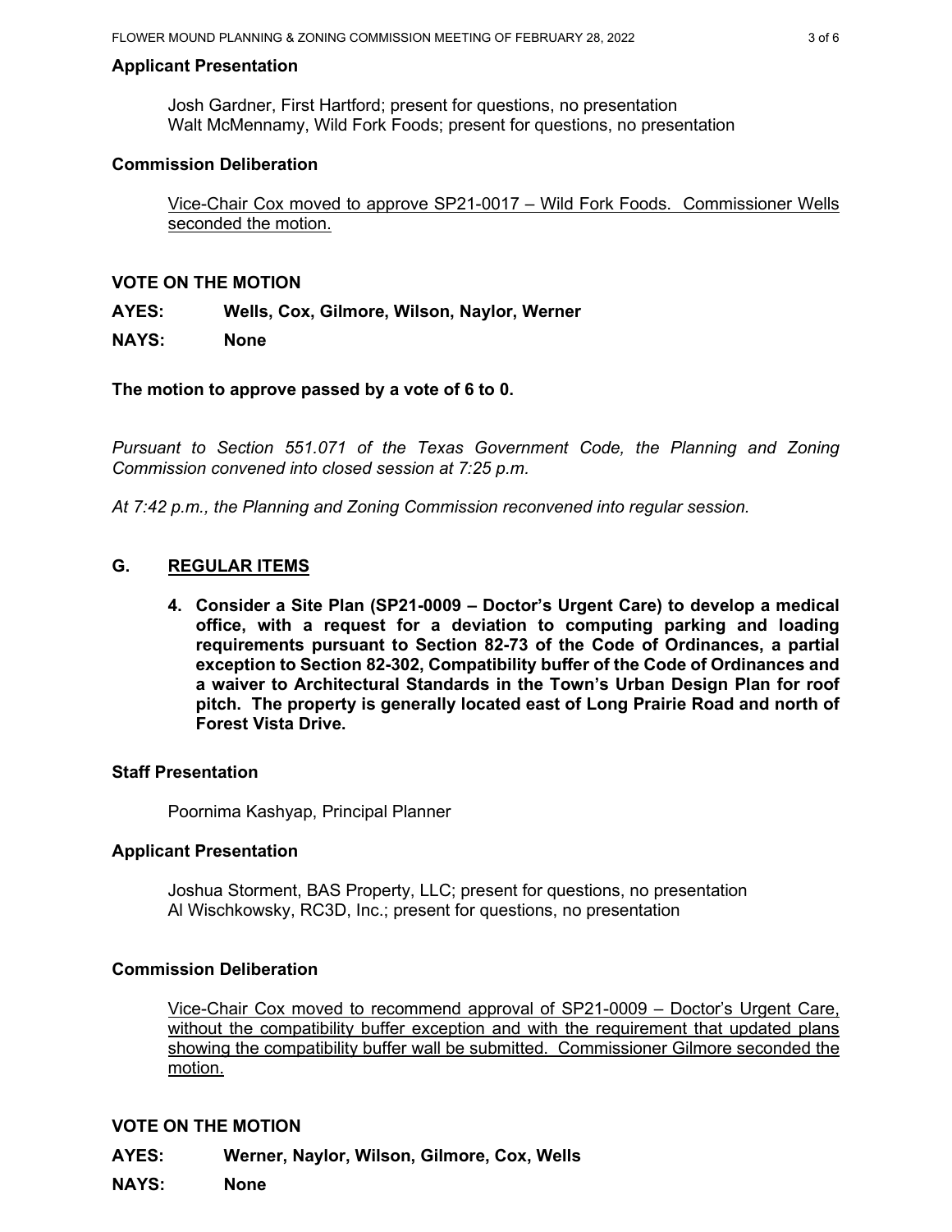**Applicant Presentation**

Josh Gardner, First Hartford; present for questions, no presentation
Walt McMennamy, Wild Fork Foods; present for questions, no presentation

**Commission Deliberation**

Vice-Chair Cox moved to approve SP21-0017 – Wild Fork Foods. Commissioner Wells seconded the motion.

**VOTE ON THE MOTION**

**AYES:** **Wells, Cox, Gilmore, Wilson, Naylor, Werner**

**NAYS:** **None**

**The motion to approve passed by a vote of 6 to 0.**

*Pursuant to Section 551.071 of the Texas Government Code, the Planning and Zoning Commission convened into closed session at 7:25 p.m.*

*At 7:42 p.m., the Planning and Zoning Commission reconvened into regular session.*

## G. REGULAR ITEMS

**4. Consider a Site Plan (SP21-0009 – Doctor's Urgent Care) to develop a medical office, with a request for a deviation to computing parking and loading requirements pursuant to Section 82-73 of the Code of Ordinances, a partial exception to Section 82-302, Compatibility buffer of the Code of Ordinances and a waiver to Architectural Standards in the Town's Urban Design Plan for roof pitch. The property is generally located east of Long Prairie Road and north of Forest Vista Drive.**

**Staff Presentation**

Poornima Kashyap, Principal Planner

**Applicant Presentation**

Joshua Storment, BAS Property, LLC; present for questions, no presentation
Al Wischkowsky, RC3D, Inc.; present for questions, no presentation

**Commission Deliberation**

Vice-Chair Cox moved to recommend approval of SP21-0009 – Doctor's Urgent Care, without the compatibility buffer exception and with the requirement that updated plans showing the compatibility buffer wall be submitted. Commissioner Gilmore seconded the motion.

**VOTE ON THE MOTION**

**AYES:** **Werner, Naylor, Wilson, Gilmore, Cox, Wells**

**NAYS:** **None**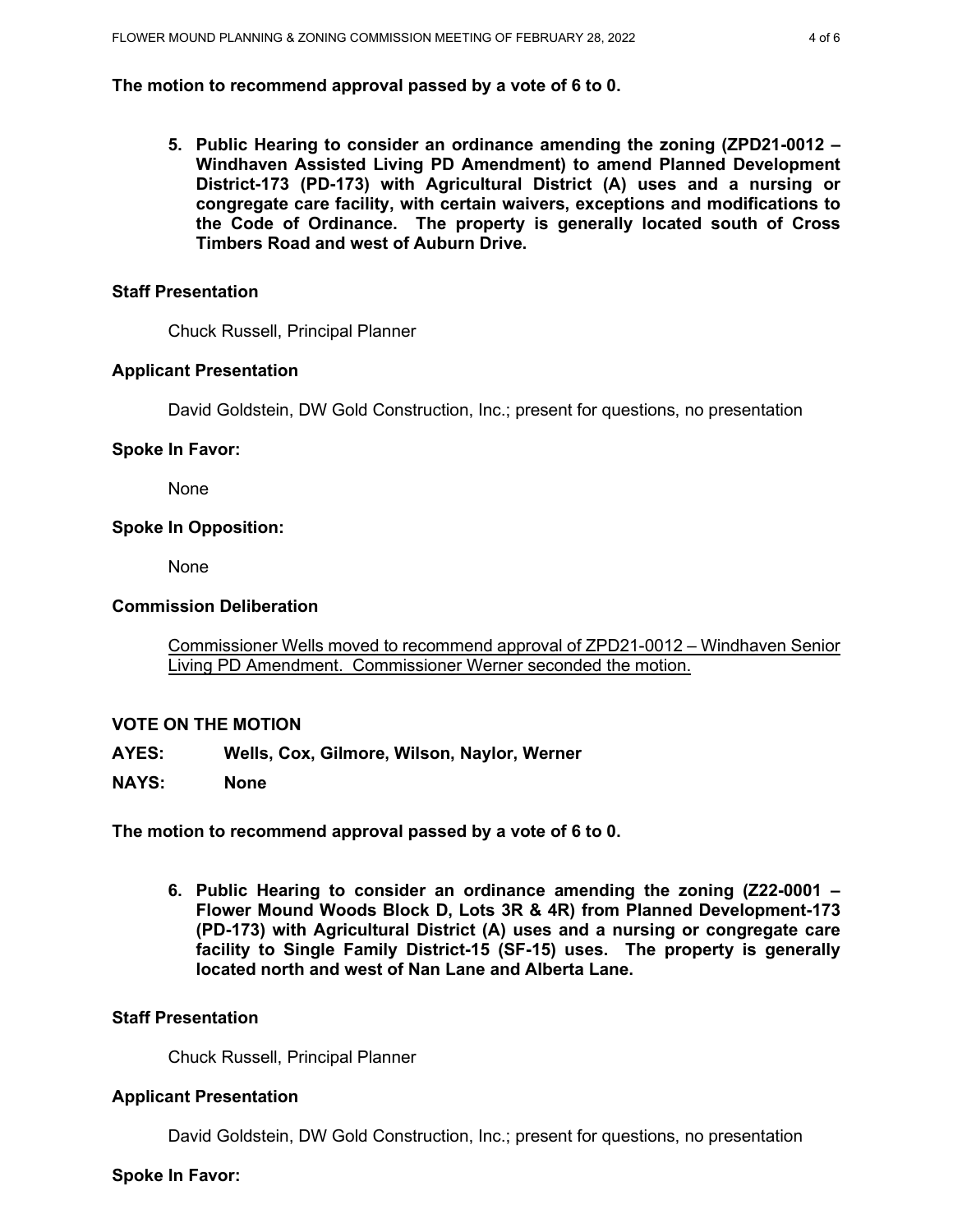**The motion to recommend approval passed by a vote of 6 to 0.**

5. **Public Hearing to consider an ordinance amending the zoning (ZPD21-0012 – Windhaven Assisted Living PD Amendment) to amend Planned Development District-173 (PD-173) with Agricultural District (A) uses and a nursing or congregate care facility, with certain waivers, exceptions and modifications to the Code of Ordinance. The property is generally located south of Cross Timbers Road and west of Auburn Drive.**

**Staff Presentation**

Chuck Russell, Principal Planner

**Applicant Presentation**

David Goldstein, DW Gold Construction, Inc.; present for questions, no presentation

**Spoke In Favor:**

None

**Spoke In Opposition:**

None

**Commission Deliberation**

Commissioner Wells moved to recommend approval of ZPD21-0012 – Windhaven Senior Living PD Amendment. Commissioner Werner seconded the motion.

**VOTE ON THE MOTION**

**AYES:** **Wells, Cox, Gilmore, Wilson, Naylor, Werner**

**NAYS:** **None**

**The motion to recommend approval passed by a vote of 6 to 0.**

6. **Public Hearing to consider an ordinance amending the zoning (Z22-0001 – Flower Mound Woods Block D, Lots 3R & 4R) from Planned Development-173 (PD-173) with Agricultural District (A) uses and a nursing or congregate care facility to Single Family District-15 (SF-15) uses. The property is generally located north and west of Nan Lane and Alberta Lane.**

**Staff Presentation**

Chuck Russell, Principal Planner

**Applicant Presentation**

David Goldstein, DW Gold Construction, Inc.; present for questions, no presentation

**Spoke In Favor:**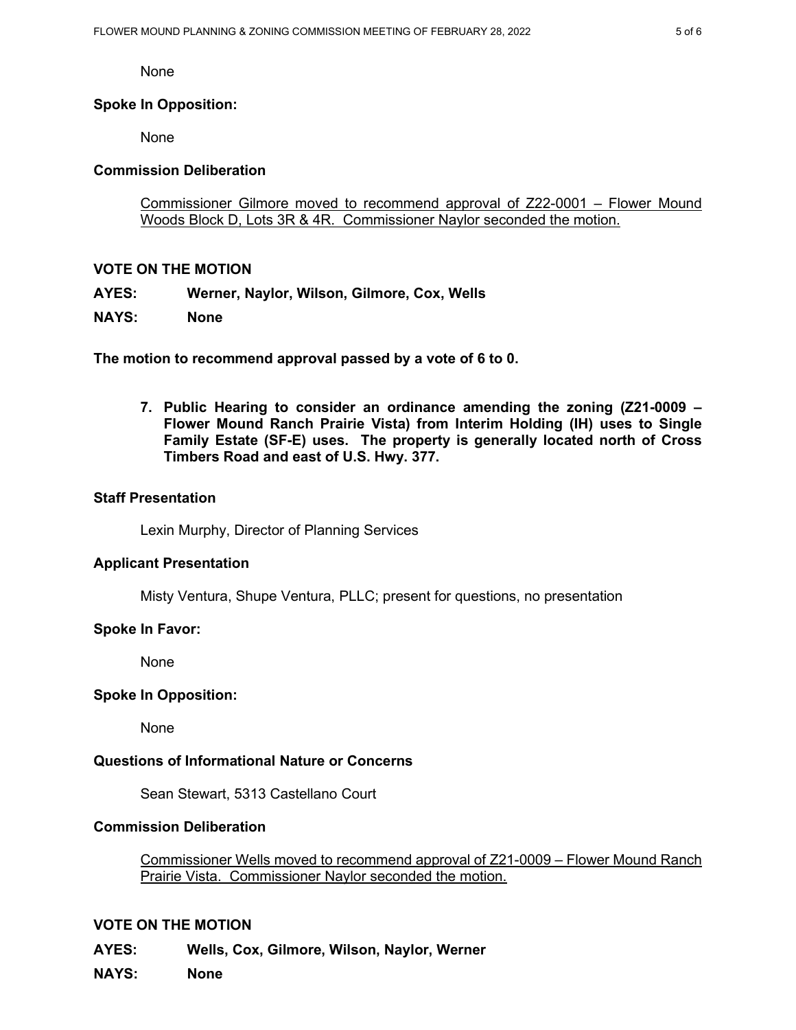None

**Spoke In Opposition:**

None

**Commission Deliberation**

Commissioner Gilmore moved to recommend approval of Z22-0001 – Flower Mound Woods Block D, Lots 3R & 4R. Commissioner Naylor seconded the motion.

**VOTE ON THE MOTION**

**AYES:** **Werner, Naylor, Wilson, Gilmore, Cox, Wells**

**NAYS:** **None**

**The motion to recommend approval passed by a vote of 6 to 0.**

7. **Public Hearing to consider an ordinance amending the zoning (Z21-0009 – Flower Mound Ranch Prairie Vista) from Interim Holding (IH) uses to Single Family Estate (SF-E) uses. The property is generally located north of Cross Timbers Road and east of U.S. Hwy. 377.**

**Staff Presentation**

Lexin Murphy, Director of Planning Services

**Applicant Presentation**

Misty Ventura, Shupe Ventura, PLLC; present for questions, no presentation

**Spoke In Favor:**

None

**Spoke In Opposition:**

None

**Questions of Informational Nature or Concerns**

Sean Stewart, 5313 Castellano Court

**Commission Deliberation**

Commissioner Wells moved to recommend approval of Z21-0009 – Flower Mound Ranch Prairie Vista. Commissioner Naylor seconded the motion.

**VOTE ON THE MOTION**

**AYES:** **Wells, Cox, Gilmore, Wilson, Naylor, Werner**

**NAYS:** **None**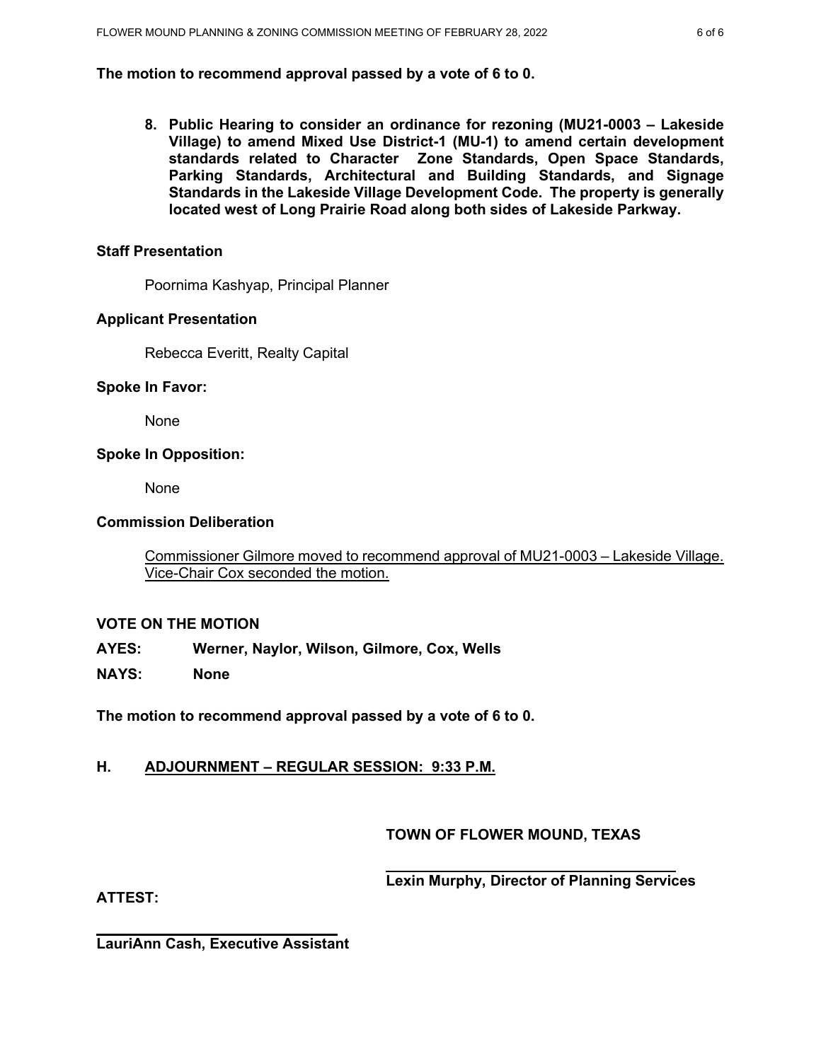**The motion to recommend approval passed by a vote of 6 to 0.**

**8. Public Hearing to consider an ordinance for rezoning (MU21-0003 – Lakeside Village) to amend Mixed Use District-1 (MU-1) to amend certain development standards related to Character Zone Standards, Open Space Standards, Parking Standards, Architectural and Building Standards, and Signage Standards in the Lakeside Village Development Code. The property is generally located west of Long Prairie Road along both sides of Lakeside Parkway.**

**Staff Presentation**

Poornima Kashyap, Principal Planner

**Applicant Presentation**

Rebecca Everitt, Realty Capital

**Spoke In Favor:**

None

**Spoke In Opposition:**

None

**Commission Deliberation**

Commissioner Gilmore moved to recommend approval of MU21-0003 – Lakeside Village. Vice-Chair Cox seconded the motion.

**VOTE ON THE MOTION**

**AYES: Werner, Naylor, Wilson, Gilmore, Cox, Wells**

**NAYS: None**

**The motion to recommend approval passed by a vote of 6 to 0.**

## H. ADJOURNMENT – REGULAR SESSION: 9:33 P.M.

**TOWN OF FLOWER MOUND, TEXAS**

**Lexin Murphy, Director of Planning Services**

**ATTEST:**

**LauriAnn Cash, Executive Assistant**